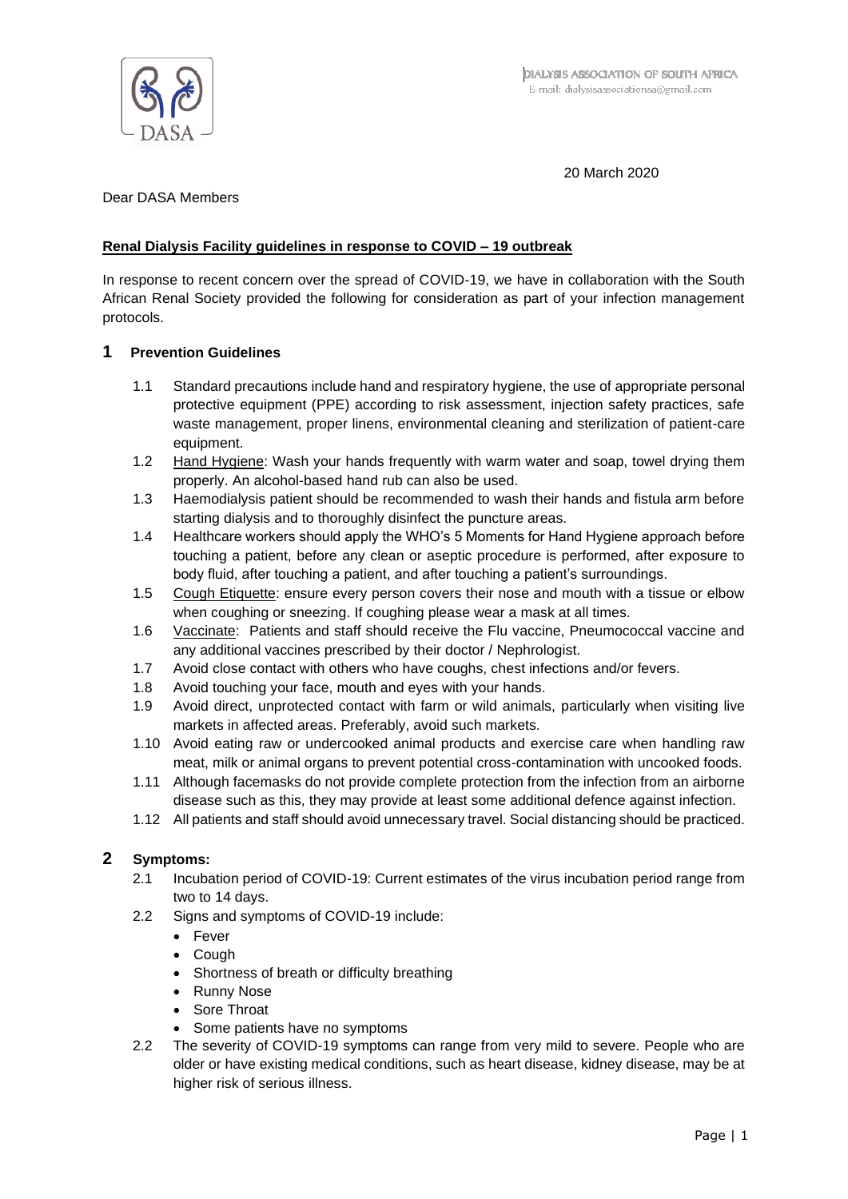DIALYSIS ASSOCIATION OF SOUTH AFRICA
E-mail: dialysisassociationsa@gmail.com

20 March 2020

Dear DASA Members

**Renal Dialysis Facility guidelines in response to COVID – 19 outbreak**

In response to recent concern over the spread of COVID-19, we have in collaboration with the South African Renal Society provided the following for consideration as part of your infection management protocols.

## 1 Prevention Guidelines

1.1 Standard precautions include hand and respiratory hygiene, the use of appropriate personal protective equipment (PPE) according to risk assessment, injection safety practices, safe waste management, proper linens, environmental cleaning and sterilization of patient-care equipment.

1.2 Hand Hygiene: Wash your hands frequently with warm water and soap, towel drying them properly. An alcohol-based hand rub can also be used.

1.3 Haemodialysis patient should be recommended to wash their hands and fistula arm before starting dialysis and to thoroughly disinfect the puncture areas.

1.4 Healthcare workers should apply the WHO's 5 Moments for Hand Hygiene approach before touching a patient, before any clean or aseptic procedure is performed, after exposure to body fluid, after touching a patient, and after touching a patient's surroundings.

1.5 Cough Etiquette: ensure every person covers their nose and mouth with a tissue or elbow when coughing or sneezing. If coughing please wear a mask at all times.

1.6 Vaccinate: Patients and staff should receive the Flu vaccine, Pneumococcal vaccine and any additional vaccines prescribed by their doctor / Nephrologist.

1.7 Avoid close contact with others who have coughs, chest infections and/or fevers.

1.8 Avoid touching your face, mouth and eyes with your hands.

1.9 Avoid direct, unprotected contact with farm or wild animals, particularly when visiting live markets in affected areas. Preferably, avoid such markets.

1.10 Avoid eating raw or undercooked animal products and exercise care when handling raw meat, milk or animal organs to prevent potential cross-contamination with uncooked foods.

1.11 Although facemasks do not provide complete protection from the infection from an airborne disease such as this, they may provide at least some additional defence against infection.

1.12 All patients and staff should avoid unnecessary travel. Social distancing should be practiced.

## 2 Symptoms:

2.1 Incubation period of COVID-19: Current estimates of the virus incubation period range from two to 14 days.

2.2 Signs and symptoms of COVID-19 include:

- Fever
- Cough
- Shortness of breath or difficulty breathing
- Runny Nose
- Sore Throat
- Some patients have no symptoms

2.2 The severity of COVID-19 symptoms can range from very mild to severe. People who are older or have existing medical conditions, such as heart disease, kidney disease, may be at higher risk of serious illness.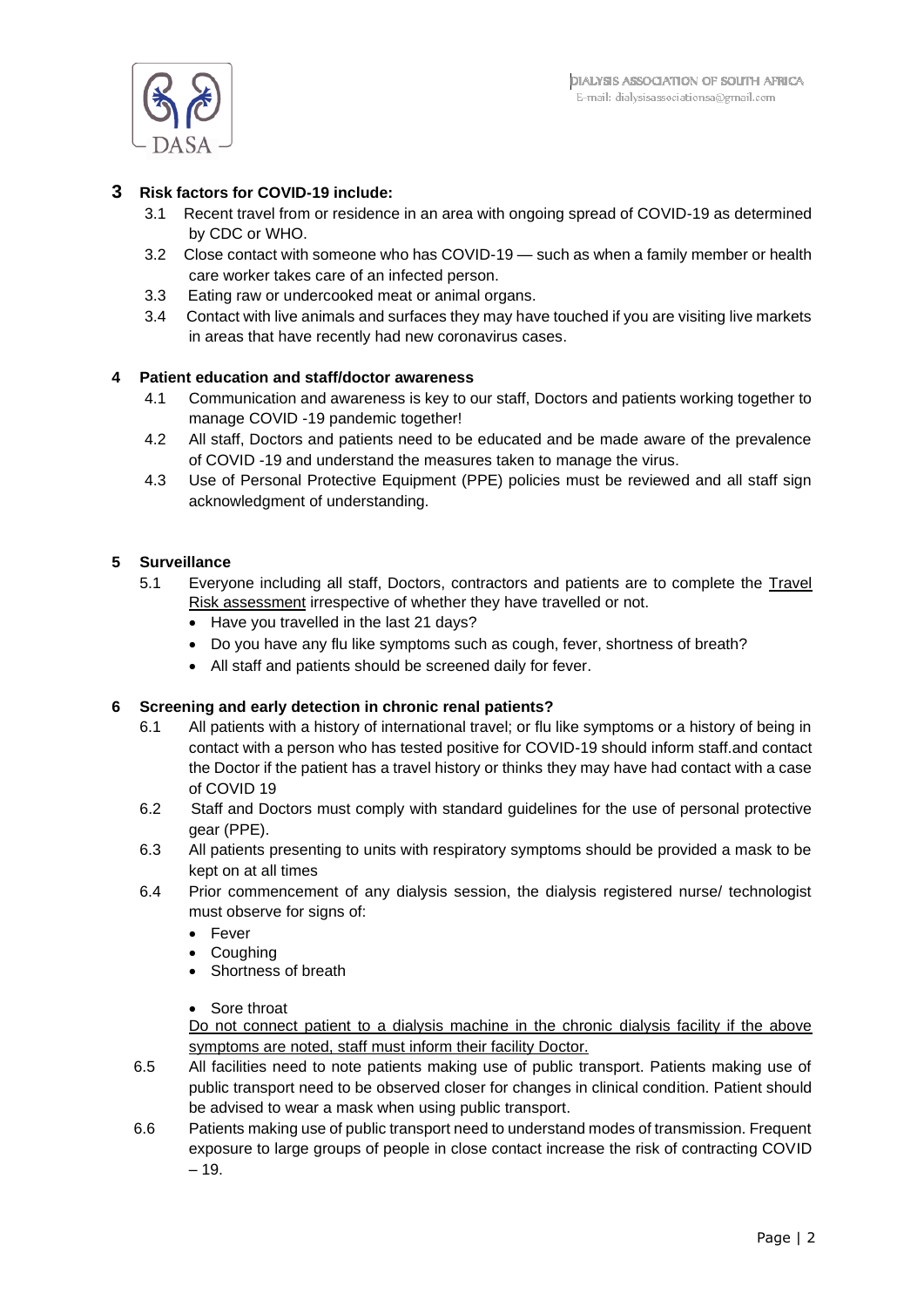## 3 Risk factors for COVID-19 include:

3.1 Recent travel from or residence in an area with ongoing spread of COVID-19 as determined by CDC or WHO.

3.2 Close contact with someone who has COVID-19 — such as when a family member or health care worker takes care of an infected person.

3.3 Eating raw or undercooked meat or animal organs.

3.4 Contact with live animals and surfaces they may have touched if you are visiting live markets in areas that have recently had new coronavirus cases.

## 4 Patient education and staff/doctor awareness

4.1 Communication and awareness is key to our staff, Doctors and patients working together to manage COVID -19 pandemic together!

4.2 All staff, Doctors and patients need to be educated and be made aware of the prevalence of COVID -19 and understand the measures taken to manage the virus.

4.3 Use of Personal Protective Equipment (PPE) policies must be reviewed and all staff sign acknowledgment of understanding.

## 5 Surveillance

5.1 Everyone including all staff, Doctors, contractors and patients are to complete the Travel Risk assessment irrespective of whether they have travelled or not.

- Have you travelled in the last 21 days?
- Do you have any flu like symptoms such as cough, fever, shortness of breath?
- All staff and patients should be screened daily for fever.

## 6 Screening and early detection in chronic renal patients?

6.1 All patients with a history of international travel; or flu like symptoms or a history of being in contact with a person who has tested positive for COVID-19 should inform staff.and contact the Doctor if the patient has a travel history or thinks they may have had contact with a case of COVID 19

6.2 Staff and Doctors must comply with standard guidelines for the use of personal protective gear (PPE).

6.3 All patients presenting to units with respiratory symptoms should be provided a mask to be kept on at all times

6.4 Prior commencement of any dialysis session, the dialysis registered nurse/ technologist must observe for signs of:

- Fever
- Coughing
- Shortness of breath
- Sore throat

Do not connect patient to a dialysis machine in the chronic dialysis facility if the above symptoms are noted, staff must inform their facility Doctor.

6.5 All facilities need to note patients making use of public transport. Patients making use of public transport need to be observed closer for changes in clinical condition. Patient should be advised to wear a mask when using public transport.

6.6 Patients making use of public transport need to understand modes of transmission. Frequent exposure to large groups of people in close contact increase the risk of contracting COVID – 19.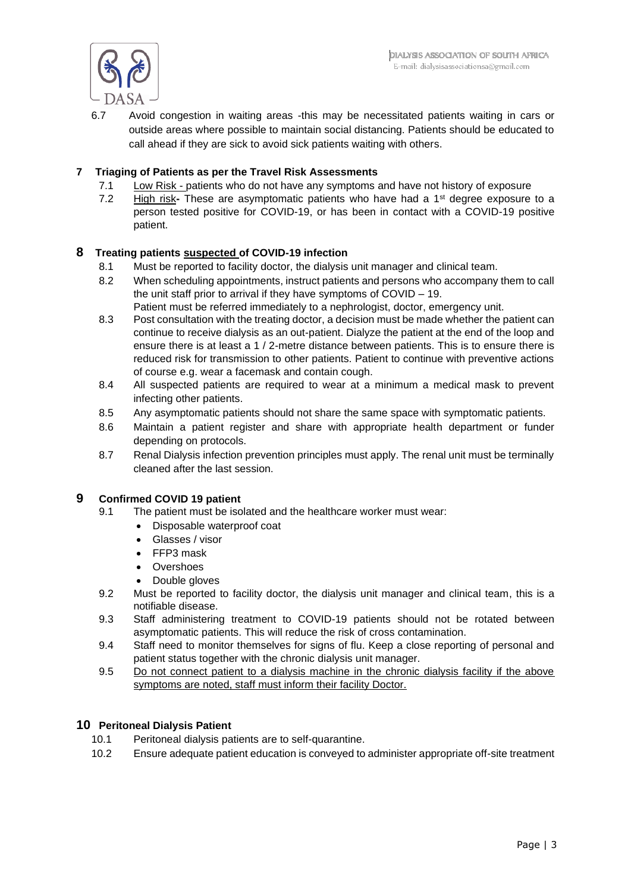6.7 Avoid congestion in waiting areas -this may be necessitated patients waiting in cars or outside areas where possible to maintain social distancing. Patients should be educated to call ahead if they are sick to avoid sick patients waiting with others.

## 7 Triaging of Patients as per the Travel Risk Assessments

7.1 Low Risk - patients who do not have any symptoms and have not history of exposure

7.2 High risk**-** These are asymptomatic patients who have had a 1st degree exposure to a person tested positive for COVID-19, or has been in contact with a COVID-19 positive patient.

## 8 Treating patients suspected of COVID-19 infection

8.1 Must be reported to facility doctor, the dialysis unit manager and clinical team.

8.2 When scheduling appointments, instruct patients and persons who accompany them to call the unit staff prior to arrival if they have symptoms of COVID – 19.
Patient must be referred immediately to a nephrologist, doctor, emergency unit.

8.3 Post consultation with the treating doctor, a decision must be made whether the patient can continue to receive dialysis as an out-patient. Dialyze the patient at the end of the loop and ensure there is at least a 1 / 2-metre distance between patients. This is to ensure there is reduced risk for transmission to other patients. Patient to continue with preventive actions of course e.g. wear a facemask and contain cough.

8.4 All suspected patients are required to wear at a minimum a medical mask to prevent infecting other patients.

8.5 Any asymptomatic patients should not share the same space with symptomatic patients.

8.6 Maintain a patient register and share with appropriate health department or funder depending on protocols.

8.7 Renal Dialysis infection prevention principles must apply. The renal unit must be terminally cleaned after the last session.

## 9 Confirmed COVID 19 patient

9.1 The patient must be isolated and the healthcare worker must wear:

- Disposable waterproof coat
- Glasses / visor
- FFP3 mask
- Overshoes
- Double gloves

9.2 Must be reported to facility doctor, the dialysis unit manager and clinical team, this is a notifiable disease.

9.3 Staff administering treatment to COVID-19 patients should not be rotated between asymptomatic patients. This will reduce the risk of cross contamination.

9.4 Staff need to monitor themselves for signs of flu. Keep a close reporting of personal and patient status together with the chronic dialysis unit manager.

9.5 Do not connect patient to a dialysis machine in the chronic dialysis facility if the above symptoms are noted, staff must inform their facility Doctor.

## 10 Peritoneal Dialysis Patient

10.1 Peritoneal dialysis patients are to self-quarantine.

10.2 Ensure adequate patient education is conveyed to administer appropriate off-site treatment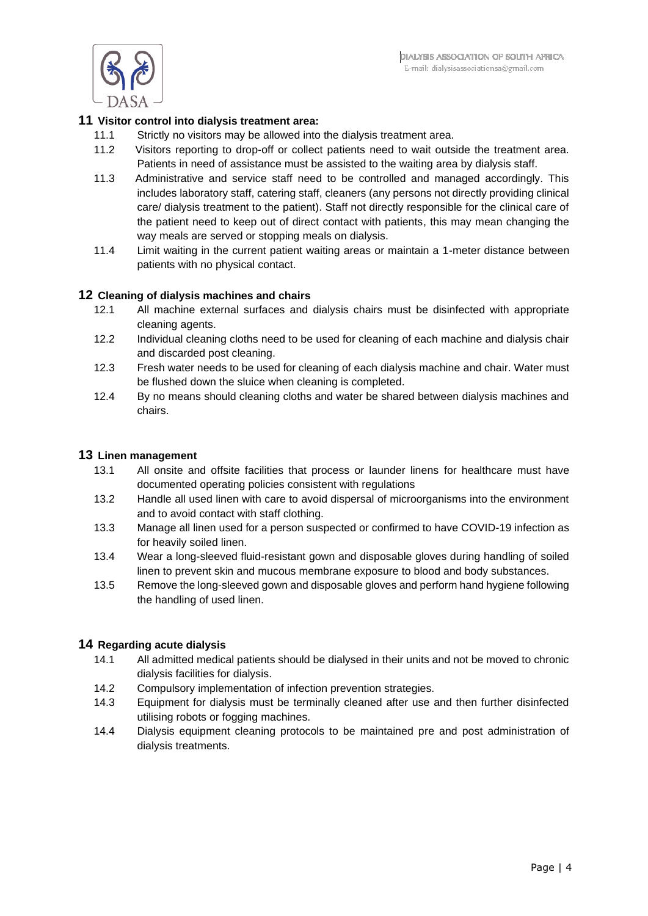## 11 Visitor control into dialysis treatment area:

11.1 Strictly no visitors may be allowed into the dialysis treatment area.

11.2 Visitors reporting to drop-off or collect patients need to wait outside the treatment area. Patients in need of assistance must be assisted to the waiting area by dialysis staff.

11.3 Administrative and service staff need to be controlled and managed accordingly. This includes laboratory staff, catering staff, cleaners (any persons not directly providing clinical care/ dialysis treatment to the patient). Staff not directly responsible for the clinical care of the patient need to keep out of direct contact with patients, this may mean changing the way meals are served or stopping meals on dialysis.

11.4 Limit waiting in the current patient waiting areas or maintain a 1-meter distance between patients with no physical contact.

## 12 Cleaning of dialysis machines and chairs

12.1 All machine external surfaces and dialysis chairs must be disinfected with appropriate cleaning agents.

12.2 Individual cleaning cloths need to be used for cleaning of each machine and dialysis chair and discarded post cleaning.

12.3 Fresh water needs to be used for cleaning of each dialysis machine and chair. Water must be flushed down the sluice when cleaning is completed.

12.4 By no means should cleaning cloths and water be shared between dialysis machines and chairs.

## 13 Linen management

13.1 All onsite and offsite facilities that process or launder linens for healthcare must have documented operating policies consistent with regulations

13.2 Handle all used linen with care to avoid dispersal of microorganisms into the environment and to avoid contact with staff clothing.

13.3 Manage all linen used for a person suspected or confirmed to have COVID-19 infection as for heavily soiled linen.

13.4 Wear a long-sleeved fluid-resistant gown and disposable gloves during handling of soiled linen to prevent skin and mucous membrane exposure to blood and body substances.

13.5 Remove the long-sleeved gown and disposable gloves and perform hand hygiene following the handling of used linen.

## 14 Regarding acute dialysis

14.1 All admitted medical patients should be dialysed in their units and not be moved to chronic dialysis facilities for dialysis.

14.2 Compulsory implementation of infection prevention strategies.

14.3 Equipment for dialysis must be terminally cleaned after use and then further disinfected utilising robots or fogging machines.

14.4 Dialysis equipment cleaning protocols to be maintained pre and post administration of dialysis treatments.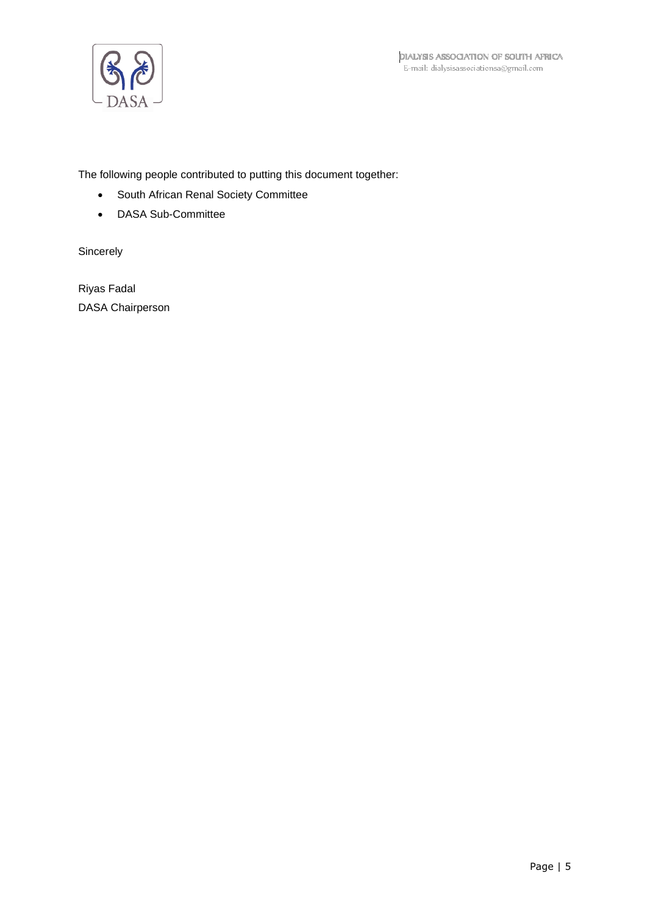The following people contributed to putting this document together:

- South African Renal Society Committee
- DASA Sub-Committee

Sincerely

Riyas Fadal
DASA Chairperson